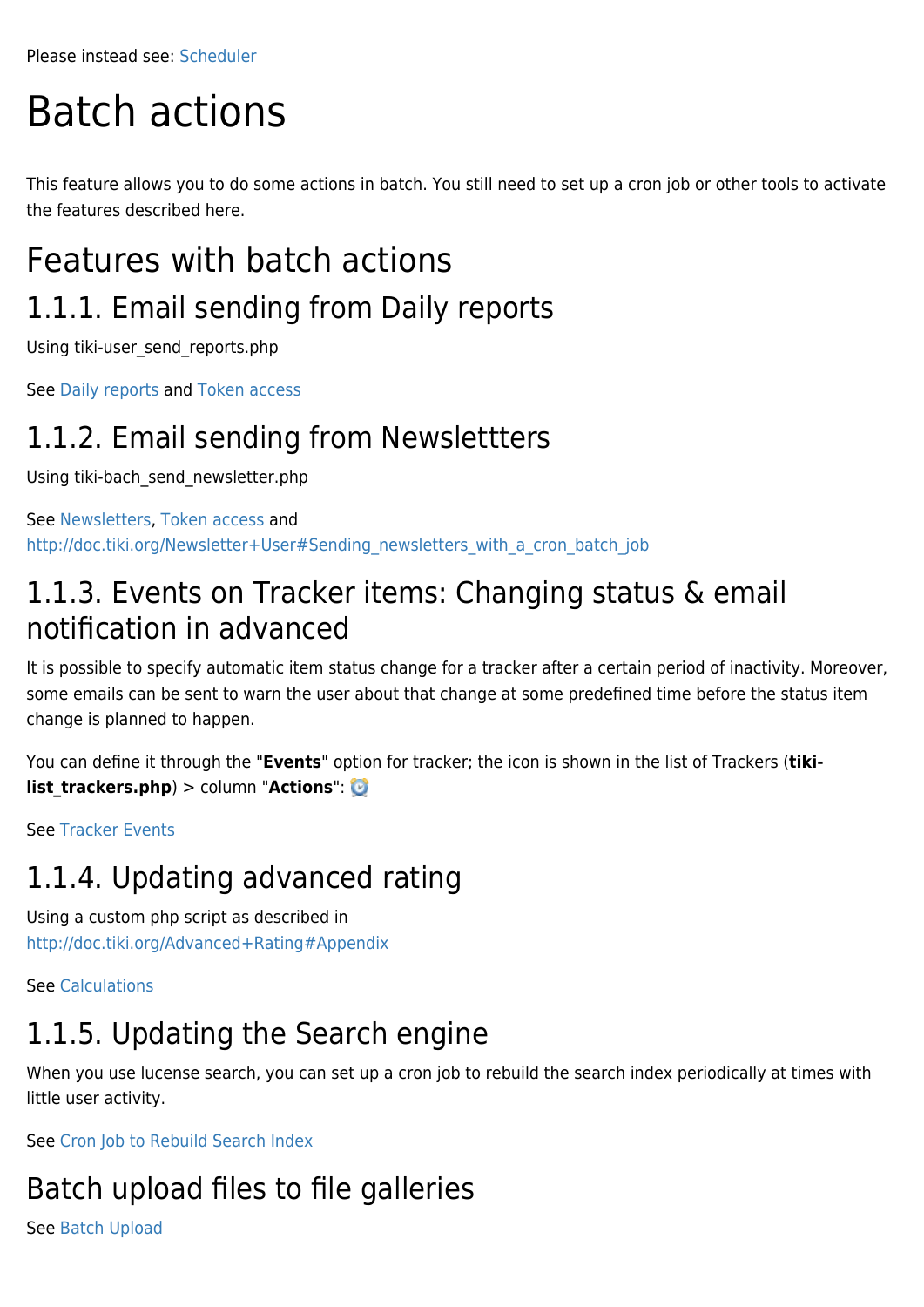Please instead see: Scheduler

# Batch actions

This feature allows you to do some actions in batch. You still need to set up a cron job or other tools to activate the features described here.

# Features with batch actions

## 1.1.1. Email sending from Daily reports

Using tiki-user_send_reports.php

See Daily reports and Token access

## 1.1.2. Email sending from Newslettters

Using tiki-bach_send_newsletter.php

See Newsletters, Token access and http://doc.tiki.org/Newsletter+User#Sending_newsletters_with_a_cron_batch_job

## 1.1.3. Events on Tracker items: Changing status & email notification in advanced

It is possible to specify automatic item status change for a tracker after a certain period of inactivity. Moreover, some emails can be sent to warn the user about that change at some predefined time before the status item change is planned to happen.

You can define it through the "**Events**" option for tracker; the icon is shown in the list of Trackers (**tiki-list_trackers.php**) > column "**Actions**":

See Tracker Events

## 1.1.4. Updating advanced rating

Using a custom php script as described in http://doc.tiki.org/Advanced+Rating#Appendix

See Calculations

## 1.1.5. Updating the Search engine

When you use lucense search, you can set up a cron job to rebuild the search index periodically at times with little user activity.

See Cron Job to Rebuild Search Index

## Batch upload files to file galleries

See Batch Upload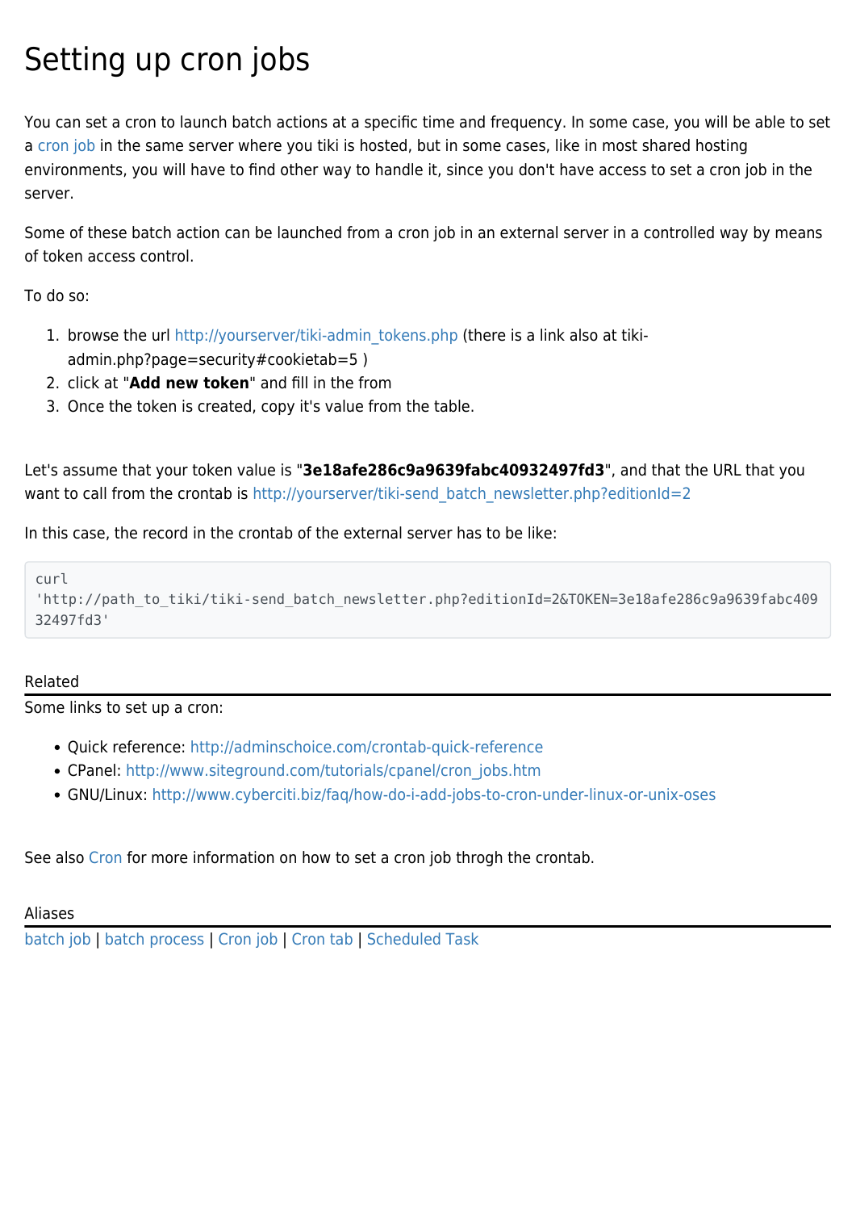# Setting up cron jobs

You can set a cron to launch batch actions at a specific time and frequency. In some case, you will be able to set a cron job in the same server where you tiki is hosted, but in some cases, like in most shared hosting environments, you will have to find other way to handle it, since you don't have access to set a cron job in the server.

Some of these batch action can be launched from a cron job in an external server in a controlled way by means of token access control.

To do so:

1. browse the url http://yourserver/tiki-admin_tokens.php (there is a link also at tiki-admin.php?page=security#cookietab=5 )
2. click at "**Add new token**" and fill in the from
3. Once the token is created, copy it's value from the table.

Let's assume that your token value is "**3e18afe286c9a9639fabc40932497fd3**", and that the URL that you want to call from the crontab is http://yourserver/tiki-send_batch_newsletter.php?editionId=2

In this case, the record in the crontab of the external server has to be like:

```
curl
'http://path_to_tiki/tiki-send_batch_newsletter.php?editionId=2&TOKEN=3e18afe286c9a9639fabc40932497fd3'
```

## Related

Some links to set up a cron:

- Quick reference: http://adminschoice.com/crontab-quick-reference
- CPanel: http://www.siteground.com/tutorials/cpanel/cron_jobs.htm
- GNU/Linux: http://www.cyberciti.biz/faq/how-do-i-add-jobs-to-cron-under-linux-or-unix-oses

See also Cron for more information on how to set a cron job throgh the crontab.

## Aliases

batch job | batch process | Cron job | Cron tab | Scheduled Task